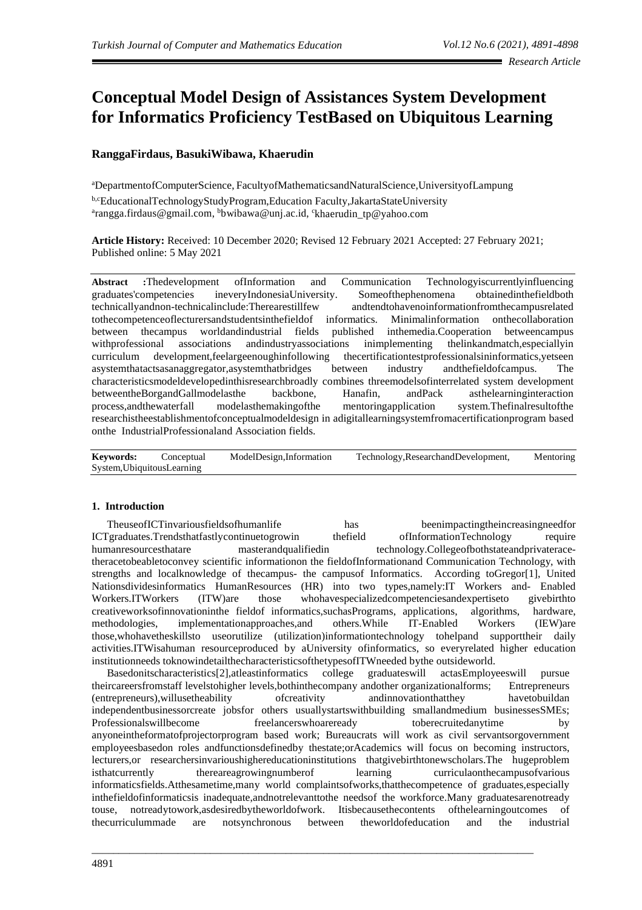Research Article

# Conceptual Model Design of Assistances System Development for Informatics Proficiency TestBased on Ubiquitous Learning

**RanggaFirdaus, BasukiWibawa, Khaerudin**

[a]DepartmentofComputerScience, FacultyofMathematicsandNaturalScience,UniversityofLampung
[b,c]EducationalTechnologyStudyProgram,Education Faculty,JakartaStateUniversity
[a]rangga.firdaus@gmail.com, [b]bwibawa@unj.ac.id, [c]khaerudin_tp@yahoo.com

**Article History:** Received: 10 December 2020; Revised 12 February 2021 Accepted: 27 February 2021; Published online: 5 May 2021

**Abstract :**Thedevelopment ofInformation and Communication Technologyiscurrentlyinfluencing graduates'competencies ineveryIndonesiaUniversity. Someofthephenomena obtainedinthefieldboth technicallyandnon-technicalinclude:Therearestillfew andtendtohavenoinformationfromthecampusrelated tothecompetenceoflecturersandstudentsinthefieldof informatics. Minimalinformation onthecollaboration between thecampus worldandindustrial fields published inthemedia.Cooperation betweencampus withprofessional associations andindustryassociations inimplementing thelinkandmatch,especiallyin curriculum development,feelargeenoughinfollowing thecertificationtestprofessionalsininformatics,yetseen asystemthatactsasanaggregator,asystemthatbridges between industry andthefieldofcampus. The characteristicsmodeldevelopedinthisresearchbroadly combines threemodelsofinterrelated system development betweentheBorgandGallmodelasthe backbone, Hanafin, andPack asthelearninginteraction process,andthewaterfall modelasthemakingofthe mentoringapplication system.Thefinalresultofthe researchistheestablishmentofconceptualmodeldesign in adigitallearningsystemfromacertificationprogram based onthe IndustrialProfessionaland Association fields.

**Keywords:** Conceptual ModelDesign,Information Technology,ResearchandDevelopment, Mentoring System,UbiquitousLearning

## 1. Introduction

TheuseofICTinvariousfieldsofhumanlife has beenimpactingtheincreasingneedfor ICTgraduates.Trendsthatfastlycontinuetogrowin thefield ofInformationTechnology require humanresourcesthatare masterandqualifiedin technology.Collegeofbothstateandprivaterace-theracetobeabletoconvey scientific informationon the fieldofInformationand Communication Technology, with strengths and localknowledge of thecampus- the campusof Informatics. According toGregor[1], United Nationsdividesinformatics HumanResources (HR) into two types,namely:IT Workers and- Enabled Workers.ITWorkers (ITW)are those whohavespecializedcompetenciesandexpertiseto givebirthto creativeworksofinnovationinthe fieldof informatics,suchasPrograms, applications, algorithms, hardware, methodologies, implementationapproaches,and others.While IT-Enabled Workers (IEW)are those,whohavetheskillsto useorutilize (utilization)informationtechnology tohelpand supporttheir daily activities.ITWisahuman resourceproduced by aUniversity ofinformatics, so everyrelated higher education institutionneeds toknowindetailthecharacteristicsofthetypesofITWneeded bythe outsideworld.

Basedonitscharacteristics[2],atleastinformatics college graduateswill actasEmployeeswill pursue theircareersfromstaff levelstohigher levels,boththecompany andother organizationalforms; Entrepreneurs (entrepreneurs),willusetheability ofcreativity andinnovationthatthey havetobuildan independentbusinessorcreate jobsfor others usuallystartswithbuilding smallandmedium businessesSMEs; Professionalswillbecome freelancerswhoareready toberecruitedanytime by anyoneintheformatofprojectorprogram based work; Bureaucrats will work as civil servantsorgovernment employeesbasedon roles andfunctionsdefinedby thestate;orAcademics will focus on becoming instructors, lecturers,or researchersinvarioushighereducationinstitutions thatgivebirthtonewscholars.The hugeproblem isthatcurrently thereareagrowingnumberof learning curriculaonthecampusofvarious informaticsfields.Atthesametime,many world complaintsofworks,thatthecompetence of graduates,especially inthefieldofinformaticsis inadequate,andnotrelevanttothe needsof the workforce.Many graduatesarenotready touse, notreadytowork,asdesiredbytheworldofwork. Itisbecausethecontents ofthelearningoutcomes of thecurriculummade are notsynchronous between theworldofeducation and the industrial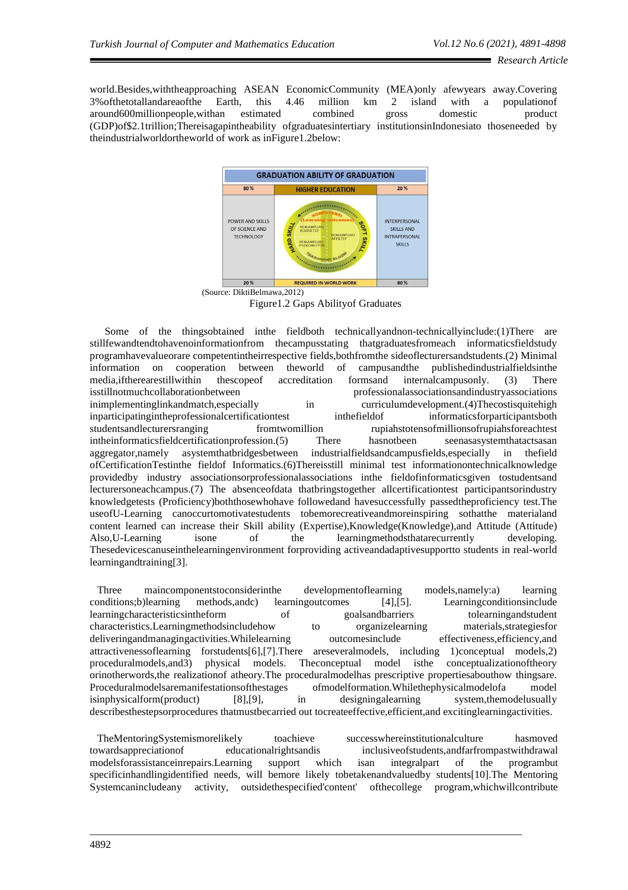world.Besides,withtheapproaching ASEAN EconomicCommunity (MEA)only afewyears away.Covering 3%ofthetotallandareaofthe Earth, this 4.46 million km 2 island with a populationof around600millionpeople,withan estimated combined gross domestic product (GDP)of$2.1trillion;Thereisagapintheability ofgraduatesintertiary institutionsinIndonesiato thoseneeded by theindustrialworldortheworld of work as inFigure1.2below:

| GRADUATION ABILITY OF GRADUATION | | |
|---|---|---|
| 80 % | HIGHER EDUCATION | 20 % |
| POWER AND SKILLS OF SCIENCE AND TECHNOLOGY | KOMPETENSI (Learning outcomes) HARD SKILL SOFT SKILL KEMAMPUAN KOGNETIF KEMAMPUAN AFEKTIF KEMAMPUAN PSIKOMOTOR TAKSONOMI BLOOM | INTERPERSONAL SKILLS AND INTRAPERSONAL SKILLS |
| 20 % | REQUIRED IN WORLD WORK | 80 % |

(Source: DiktiBelmawa,2012)

Figure1.2 Gaps Abilityof Graduates

Some of the thingsobtained inthe fieldboth technicallyandnon-technicallyinclude:(1)There are stillfewandtendtohavenoinformationfrom thecampusstating thatgraduatesfromeach informaticsfieldstudy programhavevalueorare competentintheirrespective fields,bothfromthe sideoflecturersandstudents.(2) Minimal information on cooperation between theworld of campusandthe publishedindustrialfieldsinthe media,iftherearestillwithin thescopeof accreditation formsand internalcampusonly. (3) There isstillnotmuchcollaborationbetween professionalassociationsandindustryassociations inimplementinglinkandmatch,especially in curriculumdevelopment.(4)Thecostisquitehigh inparticipatingintheprofessionalcertificationtest inthefieldof informaticsforparticipantsboth studentsandlecturersranging fromtwomillion rupiahstotensofmillionsofrupiahsforeachtest intheinformaticsfieldcertificationprofession.(5) There hasnotbeen seenasasystemthatactsasan aggregator,namely asystemthatbridgesbetween industrialfieldsandcampusfields,especially in thefield ofCertificationTestinthe fieldof Informatics.(6)Thereisstill minimal test informationontechnicalknowledge providedby industry associationsorprofessionalassociations inthe fieldofinformaticsgiven tostudentsand lecturersoneachcampus.(7) The absenceofdata thatbringstogether allcertificationtest participantsorindustry knowledgetests (Proficiency)boththosewhohave followedand havesuccessfully passedtheproficiency test.The useofU-Learning canoccurtomotivatestudents tobemorecreativeandmoreinspiring sothatthe materialand content learned can increase their Skill ability (Expertise),Knowledge(Knowledge),and Attitude (Attitude) Also,U-Learning isone of the learningmethodsthatarecurrently developing. Thesedevicescanuseinthelearningenvironment forproviding activeandadaptivesupportto students in real-world learningandtraining[3].

Three maincomponentstoconsiderinthe developmentoflearning models,namely:a) learning conditions;b)learning methods,andc) learningoutcomes [4],[5]. Learningconditionsinclude learningcharacteristicsintheform of goalsandbarriers tolearningandstudent characteristics.Learningmethodsincludehow to organizelearning materials,strategiesfor deliveringandmanagingactivities.Whilelearning outcomesinclude effectiveness,efficiency,and attractivenessoflearning forstudents[6],[7].There areseveralmodels, including 1)conceptual models,2) proceduralmodels,and3) physical models. Theconceptual model isthe conceptualizationoftheory orinotherwords,the realizationof atheory.The proceduralmodelhas prescriptive propertiesabouthow thingsare. Proceduralmodelsaremanifestationsofthestages ofmodelformation.Whilethephysicalmodelofa model isinphysicalform(product) [8],[9], in designingalearning system,themodelusually describesthestepsorprocedures thatmustbecarried out tocreateeffective,efficient,and excitinglearningactivities.

TheMentoringSystemismorelikely toachieve successwhereinstitutionalculture hasmoved towardsappreciationof educationalrightsandis inclusiveofstudents,andfarfrompastwithdrawal modelsforassistanceinrepairs.Learning support which isan integralpart of the programbut specificinhandlingidentified needs, will bemore likely tobetakenandvaluedby students[10].The Mentoring Systemcanincludeany activity, outsidethespecified'content' ofthecollege program,whichwillcontribute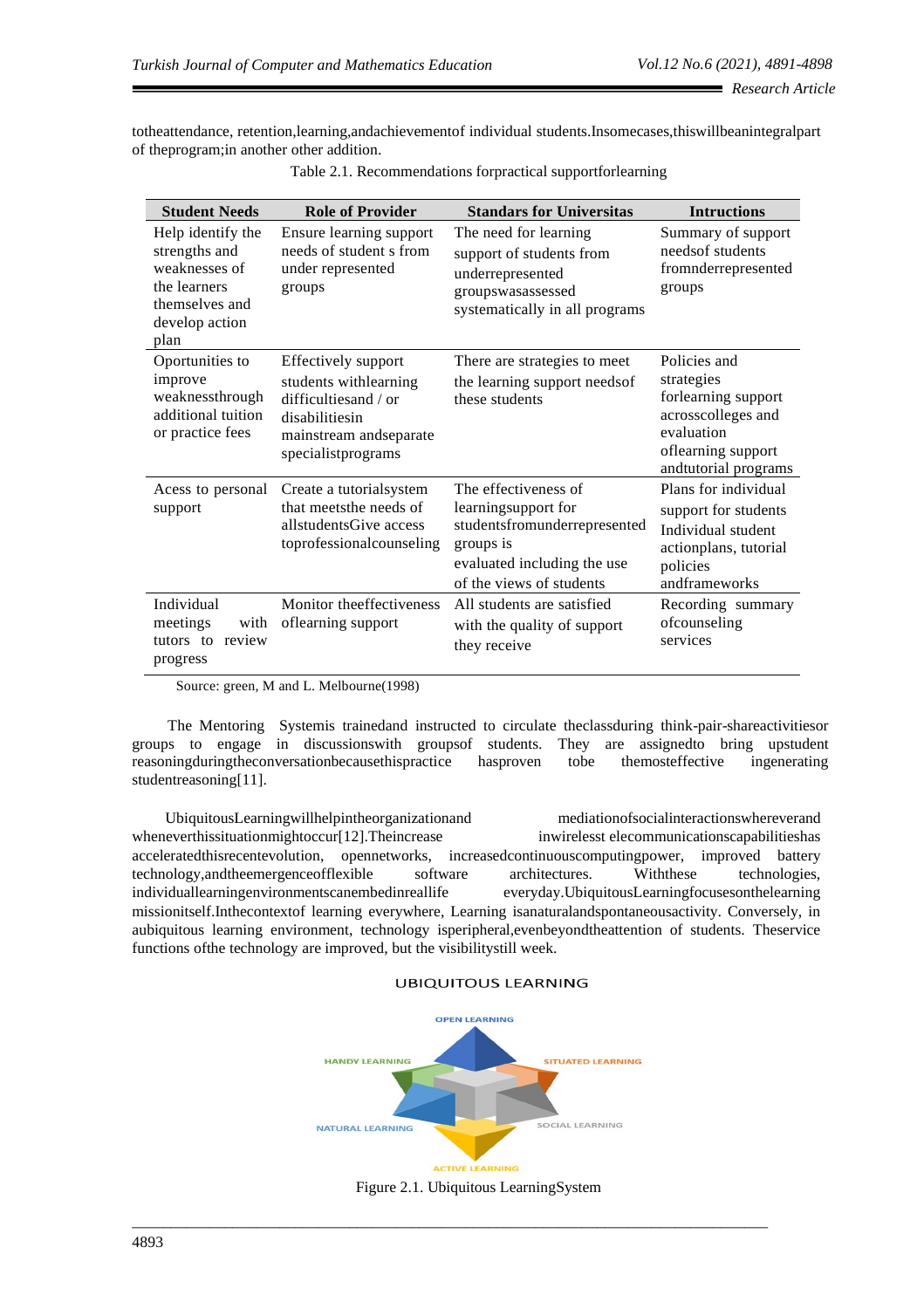totheattendance, retention,learning,andachievementof individual students.Insomecases,thiswillbeanintegralpart of theprogram;in another other addition.

Table 2.1. Recommendations forpractical supportforlearning

| Student Needs | Role of Provider | Standars for Universitas | Intructions |
|---|---|---|---|
| Help identify the strengths and weaknesses of the learners themselves and develop action plan | Ensure learning support needs of student s from under represented groups | The need for learning support of students from underrepresented groupswasassessed systematically in all programs | Summary of support needsof students fromnderrepresented groups |
| Oportunities to improve weaknessthrough additional tuition or practice fees | Effectively support students withlearning difficultiesand / or disabilitiesin mainstream andseparate specialistprograms | There are strategies to meet the learning support needsof these students | Policies and strategies forlearning support acrosscolleges and evaluation oflearning support andtutorial programs |
| Acess to personal support | Create a tutorialsystem that meetsthe needs of allstudentsGive access toprofessionalcounseling | The effectiveness of learningsupport for studentsfromunderrepresented groups is evaluated including the use of the views of students | Plans for individual support for students Individual student actionplans, tutorial policies andframeworks |
| Individual meetings with tutors to review progress | Monitor theeffectiveness oflearning support | All students are satisfied with the quality of support they receive | Recording summary ofcounseling services |

Source: green, M and L. Melbourne(1998)

The Mentoring Systemis trainedand instructed to circulate theclassduring think-pair-shareactivitiesor groups to engage in discussionswith groupsof students. They are assignedto bring upstudent reasoningduringtheconversationbecausethispractice hasproven tobe themosteffective ingenerating studentreasoning[11].

UbiquitousLearningwillhelpintheorganizationand mediationofsocialinteractionswhereverand wheneverthissituationmightoccur[12].Theincrease inwirelesst elecommunicationscapabilitieshas acceleratedthisrecentevolution, opennetworks, increasedcontinuouscomputingpower, improved battery technology,andtheemergenceofflexible software architectures. Withthese technologies, individuallearningenvironmentscanembedinreallife everyday.UbiquitousLearningfocusesonthelearning missionitself.Inthecontextof learning everywhere, Learning isanaturalandspontaneousactivity. Conversely, in aubiquitous learning environment, technology isperipheral,evenbeyondtheattention of students. Theservice functions ofthe technology are improved, but the visibilitystill week.

Figure 2.1. Ubiquitous LearningSystem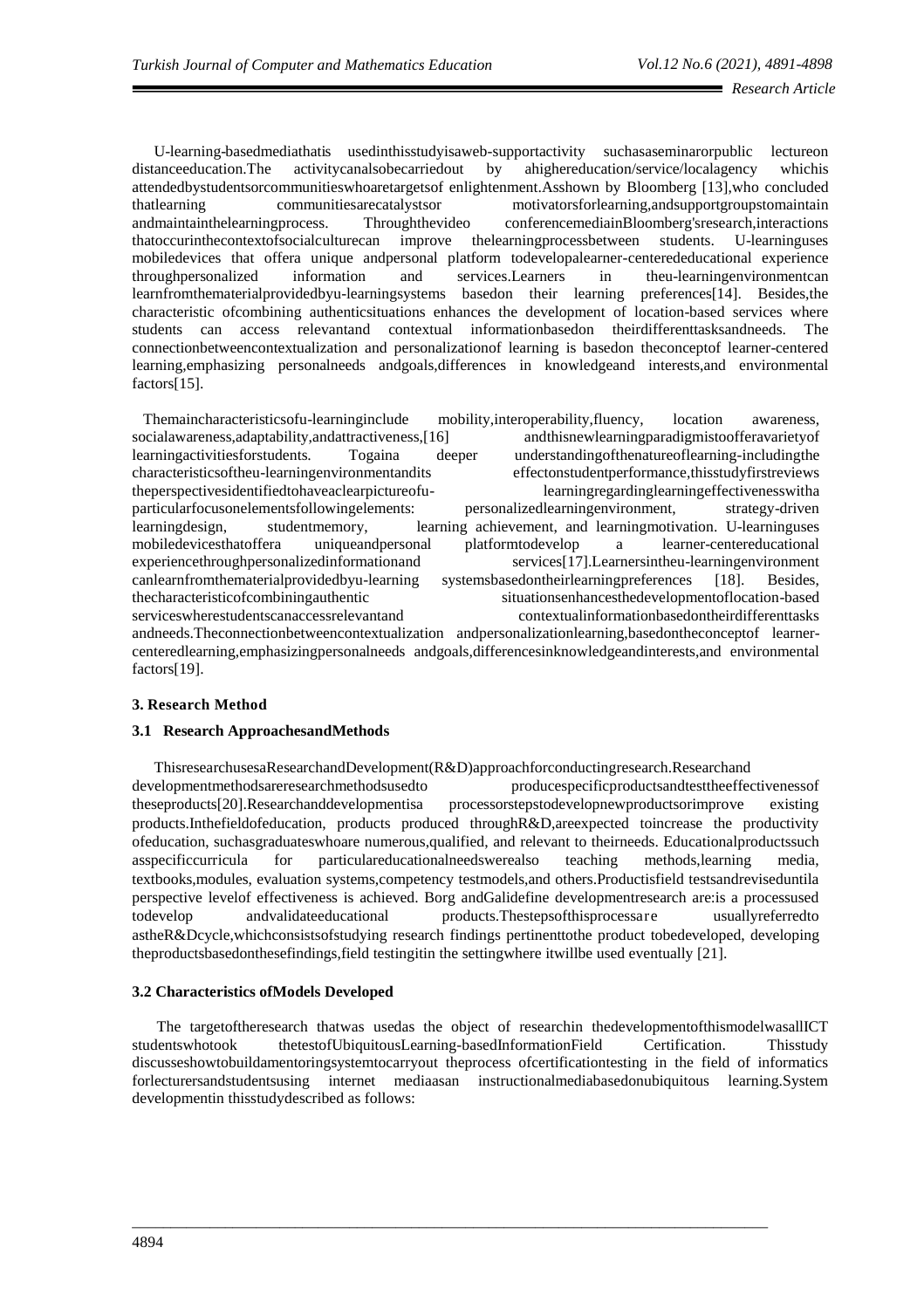U-learning-based media that is used in this study is a web-support activity such as a seminar or public lecture on distance education. The activity can also be carried out by a higher education/service/local agency which is attended by students or communities who are targets of enlightenment. As shown by Bloomberg [13], who concluded that learning communities are catalysts or motivators for learning, and support groups to maintain and maintain the learning process. Through the video conference media in Bloomberg's research, interactions that occur in the context of social culture can improve the learning process between students. U-learning uses mobile devices that offer a unique and personal platform to develop a learner-centered educational experience through personalized information and services. Learners in the u-learning environment can learn from the material provided by u-learning systems based on their learning preferences[14]. Besides, the characteristic of combining authentic situations enhances the development of location-based services where students can access relevant and contextual information based on their different tasks and needs. The connection between contextualization and personalization of learning is based on the concept of learner-centered learning, emphasizing personal needs and goals, differences in knowledge and interests, and environmental factors[15].

The main characteristics of u-learning include mobility, interoperability, fluency, location awareness, social awareness, adaptability, and attractiveness,[16] and this new learning paradigm is to offer a variety of learning activities for students. To gain a deeper understanding of the nature of learning - including the characteristics of the u-learning environment and its effect on student performance, this study first reviews the perspectives identified to have a clear picture of u-learning regarding learning effectiveness with a particular focus on elements following elements: personalized learning environment, strategy-driven learning design, student memory, learning achievement, and learning motivation. U-learning uses mobile devices that offer a unique and personal platform to develop a learner-centered educational experience through personalized information and services[17]. Learners in the u-learning environment can learn from the material provided by u-learning systems based on their learning preferences [18]. Besides, the characteristic of combining authentic situations enhances the development of location-based services where students can access relevant and contextual information based on their different tasks and needs. The connection between contextualization and personalization learning, based on the concept of learner-centered learning, emphasizing personal needs and goals, differences in knowledge and interests, and environmental factors[19].

## 3. Research Method

### 3.1 Research Approaches and Methods

This research uses a Research and Development (R&D) approach for conducting research. Research and development methods are research methods used to produce specific products and test the effectiveness of these products[20]. Research and development is a process or steps to develop new products or improve existing products. In the field of education, products produced through R&D, are expected to increase the productivity of education, such as graduates who are numerous, qualified, and relevant to their needs. Educational products such as specific curricula for particular educational needs were also teaching methods, learning media, textbooks, modules, evaluation systems, competency test models, and others. Product is field tests and revised until a perspective level of effectiveness is achieved. Borg and Gali define development research are: is a process used to develop and validate educational products. The steps of this process are usually referred to as the R&D cycle, which consists of studying research findings pertinent to the product to be developed, developing the products based on these findings, field testing it in the setting where it will be used eventually [21].

### 3.2 Characteristics of Models Developed

The target of the research that was used as the object of research in the development of this model was all ICT students who took the test of Ubiquitous Learning-based Information Field Certification. This study discusses how to build a mentoring system to carry out the process of certification testing in the field of informatics for lecturers and students using internet media as an instructional media based on ubiquitous learning. System development in this study described as follows: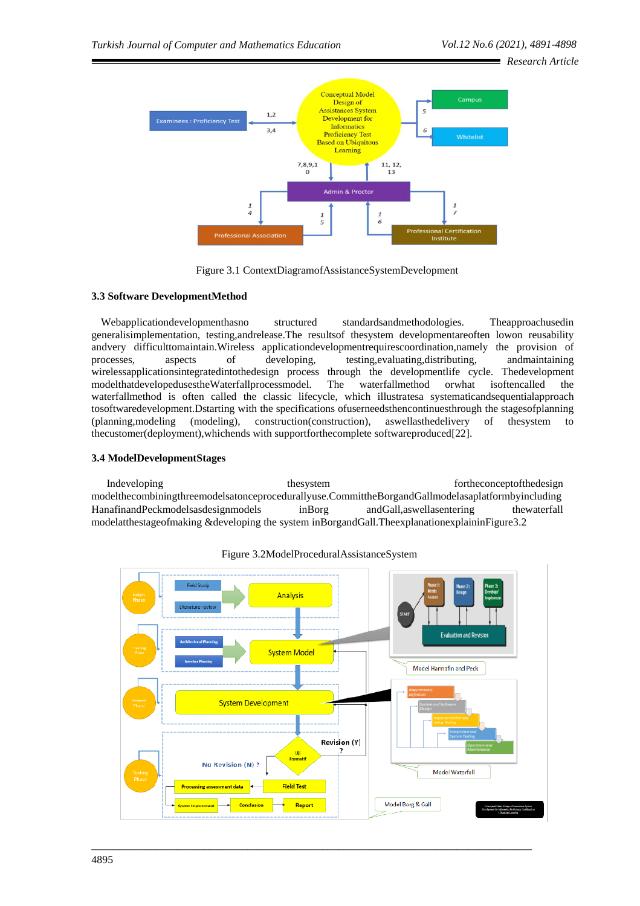Figure 3.1 ContextDiagramofAssistanceSystemDevelopment

### 3.3 Software DevelopmentMethod

Webapplicationdevelopmenthasno structured standardsandmethodologies. Theapproachusedin generalisimplementation, testing,andrelease.The resultsof thesystem developmentareoften lowon reusability andvery difficulttomaintain.Wireless applicationdevelopmentrequirescoordination,namely the provision of processes, aspects of developing, testing,evaluating,distributing, andmaintaining wirelessapplicationsintegratedintothedesign process through the developmentlife cycle. Thedevelopment modelthatdevelopedusestheWaterfallprocessmodel. The waterfallmethod orwhat isoftencalled the waterfallmethod is often called the classic lifecycle, which illustratesa systematicandsequentialapproach tosoftwaredevelopment.Dstarting with the specifications ofuserneedsthencontinuesthrough the stagesofplanning (planning,modeling (modeling), construction(construction), aswellasthedelivery of thesystem to thecustomer(deployment),whichends with supportforthecomplete softwareproduced[22].

### 3.4 ModelDevelopmentStages

Indeveloping thesystem fortheconceptofthedesign modelthecombiningthreemodelsatonceprocedurallyuse.CommittheBorgandGallmodelasaplatformbyincluding HanafinandPeckmodelsasdesignmodels inBorg andGall,aswellasentering thewaterfall modelatthestageofmaking &developing the system inBorgandGall.TheexplanationexplaininFigure3.2

Figure 3.2ModelProceduralAssistanceSystem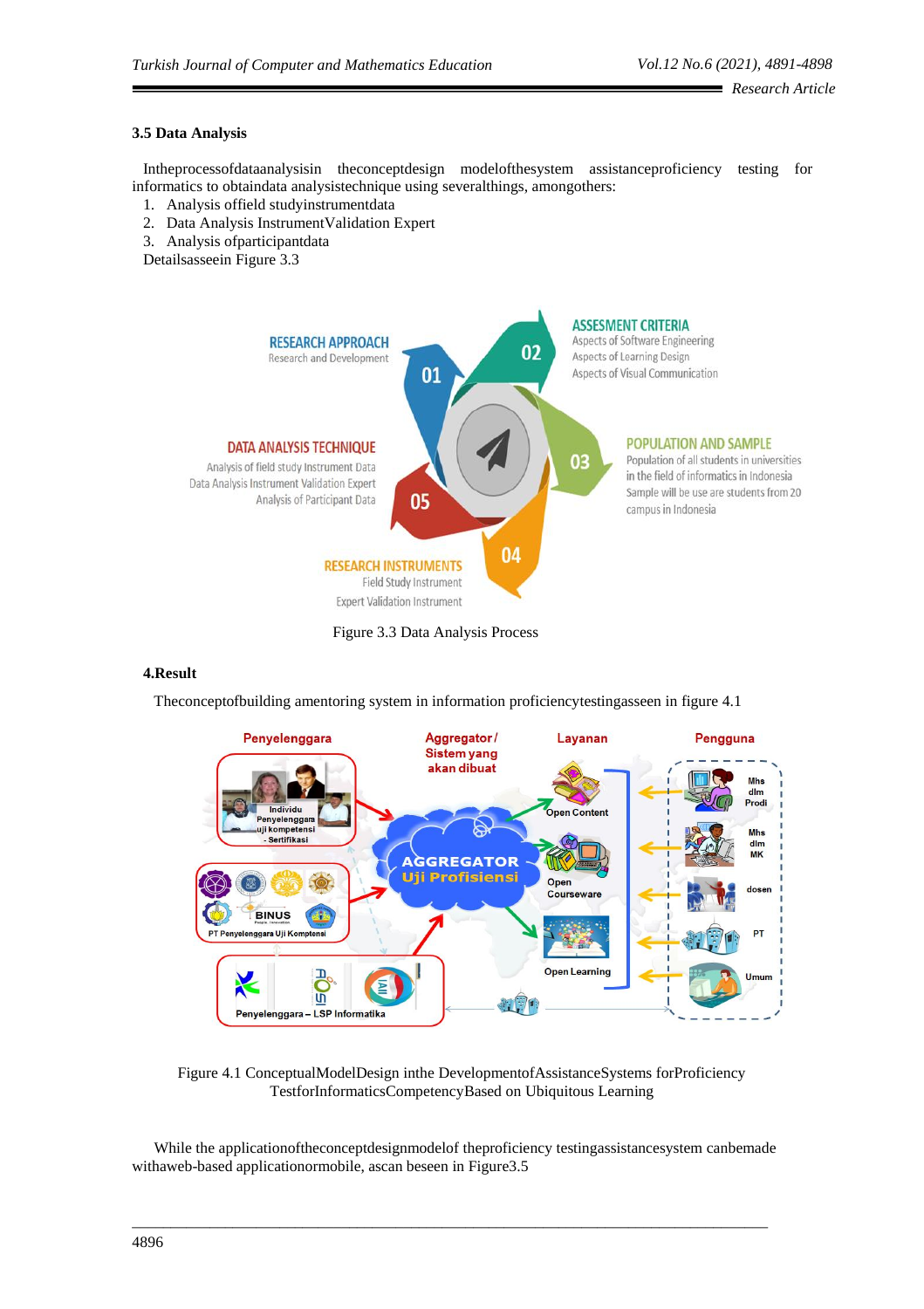### 3.5 Data Analysis

Intheprocessofdataanalysisin theconceptdesign modelofthesystem assistanceproficiency testing for informatics to obtaindata analysistechnique using severalthings, amongothers:

1. Analysis offield studyinstrumentdata
2. Data Analysis InstrumentValidation Expert
3. Analysis ofparticipantdata

Detailsasseein Figure 3.3

Figure 3.3 Data Analysis Process

### 4.Result

Theconceptofbuilding amentoring system in information proficiencytestingasseen in figure 4.1

Figure 4.1 ConceptualModelDesign inthe DevelopmentofAssistanceSystems forProficiency TestforInformaticsCompetencyBased on Ubiquitous Learning

While the applicationoftheconceptdesignmodelof theproficiency testingassistancesystem canbemade withaweb-based applicationormobile, ascan beseen in Figure3.5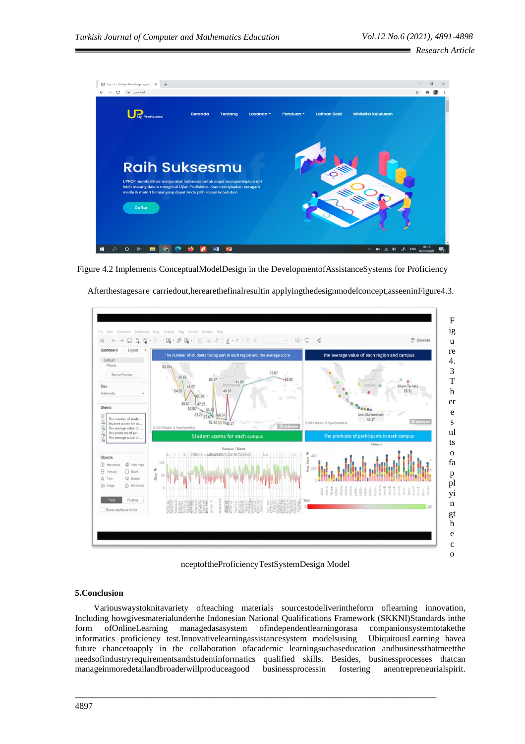Figure 4.2 Implements ConceptualModelDesign in the DevelopmentofAssistanceSystems for Proficiency

Afterthestagesare carriedout,herearethefinalresultin applyingthedesignmodelconcept,asseeninFigure4.3.

Figure 4.3 The results of applying the conceptoftheProficiencyTestSystemDesign Model

## 5.Conclusion

Variouswaystoknitavariety ofteaching materials sourcestodeliverintheform oflearning innovation, Including howgivesmaterialunderthe Indonesian National Qualifications Framework (SKKNI)Standards inthe form ofOnlineLearning managedasasystem ofindependentlearningorasa companionsystemtotakethe informatics proficiency test.Innovativelearningassistancesystem modelsusing UbiquitousLearning havea future chancetoapply in the collaboration ofacademic learningsuchaseducation andbusinessthatmeetthe needsofindustryrequirementsandstudentinformatics qualified skills. Besides, businessprocesses thatcan manageinmoredetailandbroaderwillproduceagood businessprocessin fostering anentrepreneurialspirit.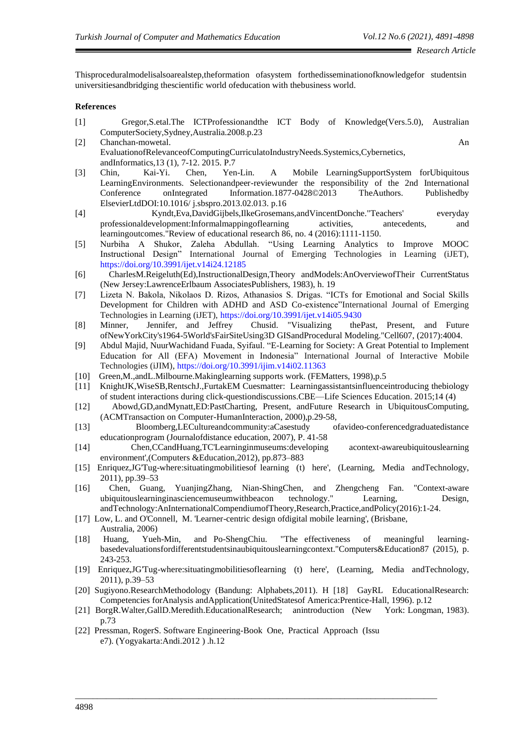Thisproceduralmodelisalsoarealstep,theformation ofasystem forthedisseminationofknowledgefor studentsin universitiesandbridging thescientific world ofeducation with thebusiness world.

**References**

[1] Gregor,S.etal.The ICTProfessionandthe ICT Body of Knowledge(Vers.5.0), Australian ComputerSociety,Sydney,Australia.2008.p.23

[2] Chanchan-mowetal. An EvaluationofRelevanceofComputingCurriculatoIndustryNeeds.Systemics,Cybernetics, andInformatics,13 (1), 7-12. 2015. P.7

[3] Chin, Kai-Yi. Chen, Yen-Lin. A Mobile LearningSupportSystem forUbiquitous LearningEnvironments. Selectionandpeer-reviewunder the responsibility of the 2nd International Conference onIntegrated Information.1877-0428©2013 TheAuthors. Publishedby ElsevierLtdDOI:10.1016/ j.sbspro.2013.02.013. p.16

[4] Kyndt,Eva,DavidGijbels,IlkeGrosemans,andVincentDonche."Teachers' everyday professionaldevelopment:Informalmappingoflearning activities, antecedents, and learningoutcomes."Review of educational research 86, no. 4 (2016):1111-1150.

[5] Nurbiha A Shukor, Zaleha Abdullah. "Using Learning Analytics to Improve MOOC Instructional Design" International Journal of Emerging Technologies in Learning (iJET), https://doi.org/10.3991/ijet.v14i24.12185

[6] CharlesM.Reigeluth(Ed),InstructionalDesign,Theory andModels:AnOverviewofTheir CurrentStatus (New Jersey:LawrenceErlbaum AssociatesPublishers, 1983), h. 19

[7] Lizeta N. Bakola, Nikolaos D. Rizos, Athanasios S. Drigas. "ICTs for Emotional and Social Skills Development for Children with ADHD and ASD Co-existence"International Journal of Emerging Technologies in Learning (iJET), https://doi.org/10.3991/ijet.v14i05.9430

[8] Minner, Jennifer, and Jeffrey Chusid. "Visualizing thePast, Present, and Future ofNewYorkCity's1964-5World'sFairSiteUsing3D GISandProcedural Modeling."Cell607, (2017):4004.

[9] Abdul Majid, NuurWachidand Fuada, Syifaul. "E-Learning for Society: A Great Potential to Implement Education for All (EFA) Movement in Indonesia" International Journal of Interactive Mobile Technologies (iJIM), https://doi.org/10.3991/ijim.v14i02.11363

[10] Green,M.,andL.Milbourne.Makinglearning supports work. (FEMatters, 1998),p.5

[11] KnightJK,WiseSB,RentschJ.,FurtakEM Cuesmatter: Learningassistantsinfluenceintroducing thebiology of student interactions during click-questiondiscussions.CBE—Life Sciences Education. 2015;14 (4)

[12] Abowd,GD,andMynatt,ED:PastCharting, Present, andFuture Research in UbiquitousComputing, (ACMTransaction on Computer-HumanInteraction, 2000),p.29-58,

[13] Bloomberg,LECultureandcommunity:aCasestudy ofavideo-conferencedgraduatedistance educationprogram (Journalofdistance education, 2007), P. 41-58

[14] Chen,CCandHuang,TC'Learninginmuseums:developing acontext-awareubiquitouslearning environment',(Computers &Education,2012), pp.873–883

[15] Enriquez,JG'Tug-where:situatingmobilitiesof learning (t) here', (Learning, Media andTechnology, 2011), pp.39–53

[16] Chen, Guang, YuanjingZhang, Nian-ShingChen, and Zhengcheng Fan. "Context-aware ubiquitouslearninginasciencemuseumwithbeacon technology." Learning, Design, andTechnology:AnInternationalCompendiumofTheory,Research,Practice,andPolicy(2016):1-24.

[17] Low, L. and O'Connell, M. 'Learner-centric design ofdigital mobile learning', (Brisbane, Australia, 2006)

[18] Huang, Yueh-Min, and Po-ShengChiu. "The effectiveness of meaningful learning-basedevaluationsfordifferentstudentsinaubiquitouslearningcontext."Computers&Education87 (2015), p. 243-253.

[19] Enriquez,JG'Tug-where:situatingmobilitiesoflearning (t) here', (Learning, Media andTechnology, 2011), p.39–53

[20] Sugiyono.ResearchMethodology (Bandung: Alphabets,2011). H [18] GayRL EducationalResearch: Competencies forAnalysis andApplication(UnitedStatesof America:Prentice-Hall, 1996). p.12

[21] BorgR.Walter,GallD.Meredith.EducationalResearch; anintroduction (New York: Longman, 1983). p.73

[22] Pressman, RogerS. Software Engineering-Book One, Practical Approach (Issu e7). (Yogyakarta:Andi.2012 ) .h.12